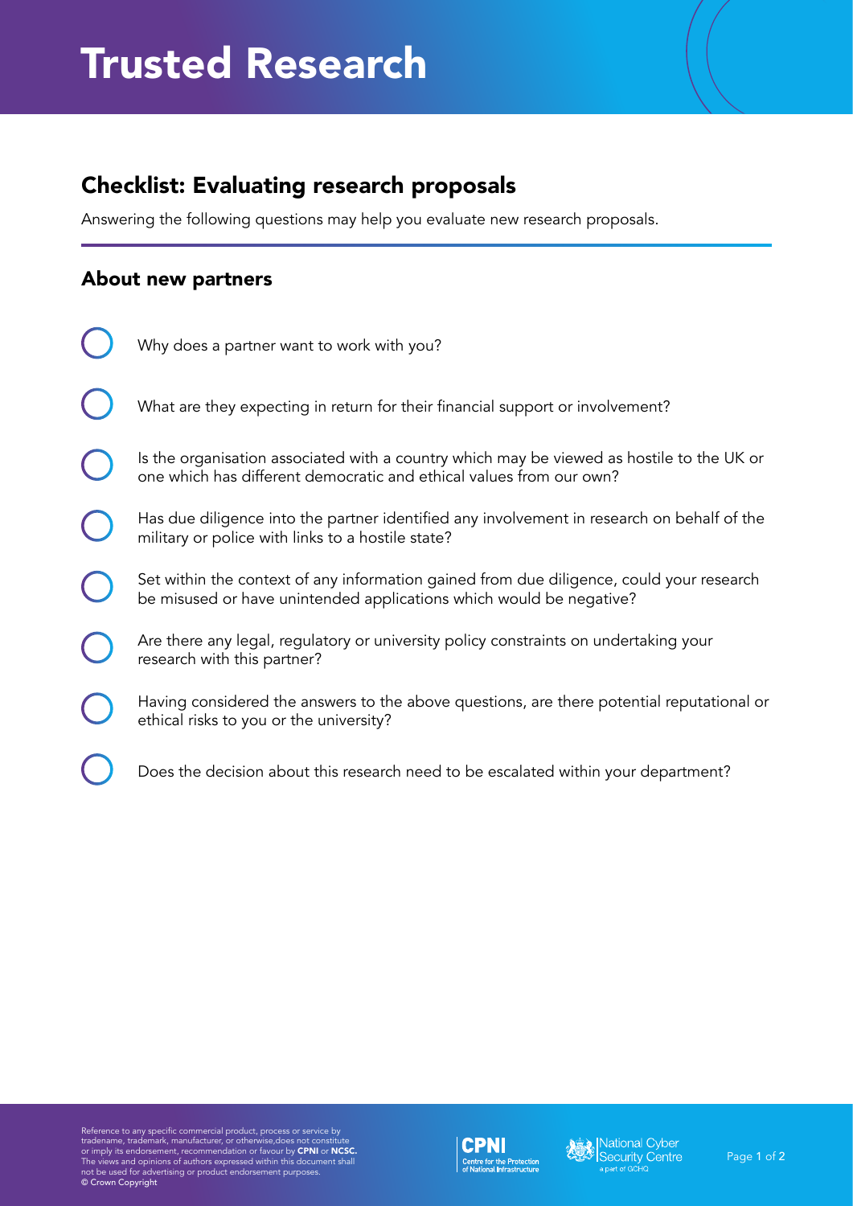# Trusted Research

## Checklist: Evaluating research proposals

Answering the following questions may help you evaluate new research proposals.

### About new partners

- [ ] Why does a partner want to work with you?
- [ ] What are they expecting in return for their financial support or involvement?
- [ ] Is the organisation associated with a country which may be viewed as hostile to the UK or one which has different democratic and ethical values from our own?
- [ ] Has due diligence into the partner identified any involvement in research on behalf of the military or police with links to a hostile state?
- [ ] Set within the context of any information gained from due diligence, could your research be misused or have unintended applications which would be negative?
- [ ] Are there any legal, regulatory or university policy constraints on undertaking your research with this partner?
- [ ] Having considered the answers to the above questions, are there potential reputational or ethical risks to you or the university?
- [ ] Does the decision about this research need to be escalated within your department?

Reference to any specific commercial product, process or service by tradename, trademark, manufacturer, or otherwise,does not constitute or imply its endorsement, recommendation or favour by **CPNI** or **NCSC.** The views and opinions of authors expressed within this document shall not be used for advertising or product endorsement purposes.
© Crown Copyright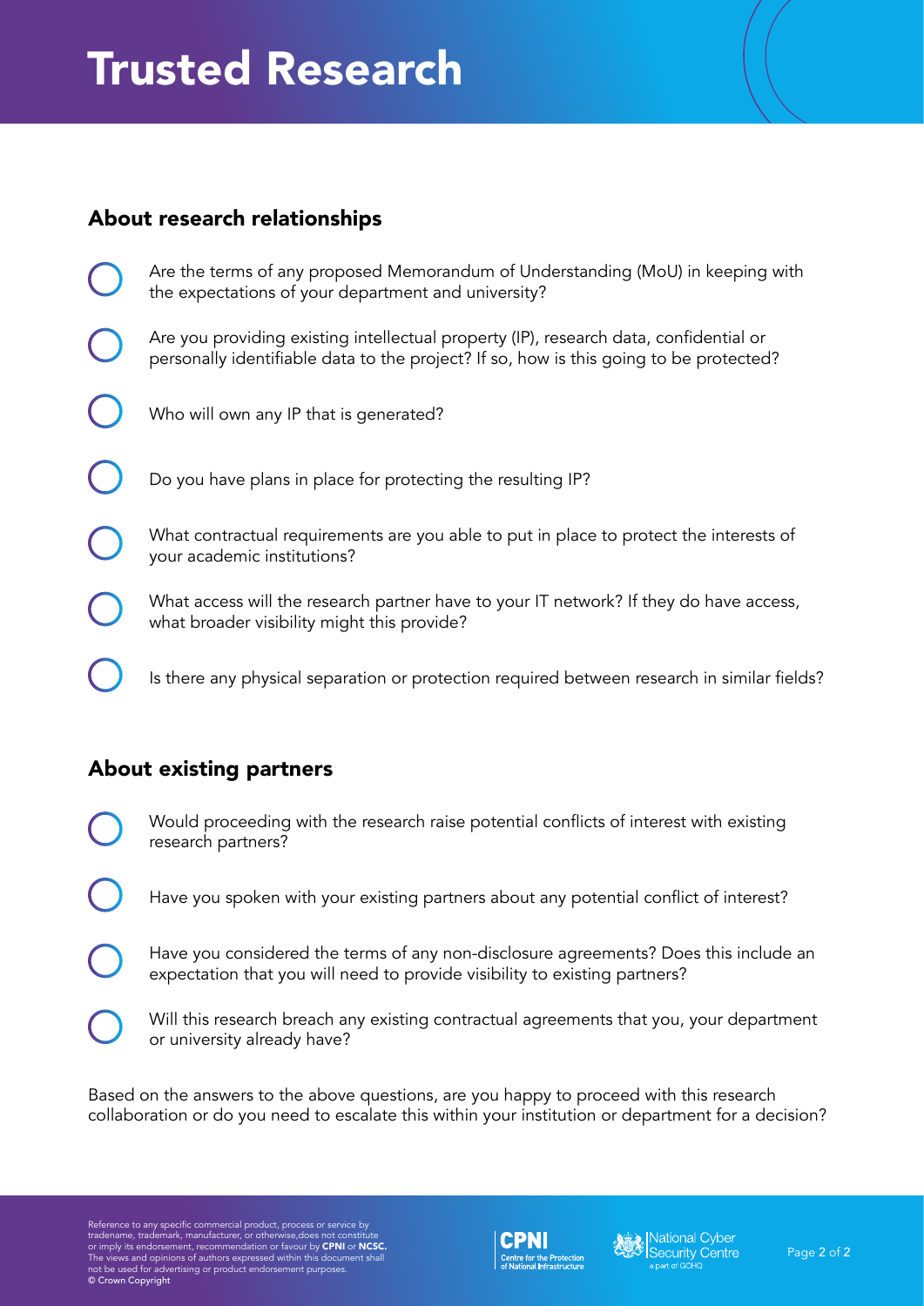# Trusted Research

## About research relationships

- [ ] Are the terms of any proposed Memorandum of Understanding (MoU) in keeping with the expectations of your department and university?
- [ ] Are you providing existing intellectual property (IP), research data, confidential or personally identifiable data to the project? If so, how is this going to be protected?
- [ ] Who will own any IP that is generated?
- [ ] Do you have plans in place for protecting the resulting IP?
- [ ] What contractual requirements are you able to put in place to protect the interests of your academic institutions?
- [ ] What access will the research partner have to your IT network? If they do have access, what broader visibility might this provide?
- [ ] Is there any physical separation or protection required between research in similar fields?

## About existing partners

- [ ] Would proceeding with the research raise potential conflicts of interest with existing research partners?
- [ ] Have you spoken with your existing partners about any potential conflict of interest?
- [ ] Have you considered the terms of any non-disclosure agreements? Does this include an expectation that you will need to provide visibility to existing partners?
- [ ] Will this research breach any existing contractual agreements that you, your department or university already have?

Based on the answers to the above questions, are you happy to proceed with this research collaboration or do you need to escalate this within your institution or department for a decision?

Reference to any specific commercial product, process or service by tradename, trademark, manufacturer, or otherwise,does not constitute or imply its endorsement, recommendation or favour by **CPNI** or **NCSC.** The views and opinions of authors expressed within this document shall not be used for advertising or product endorsement purposes.
© Crown Copyright

CPNI Centre for the Protection of National Infrastructure

National Cyber Security Centre a part of GCHQ